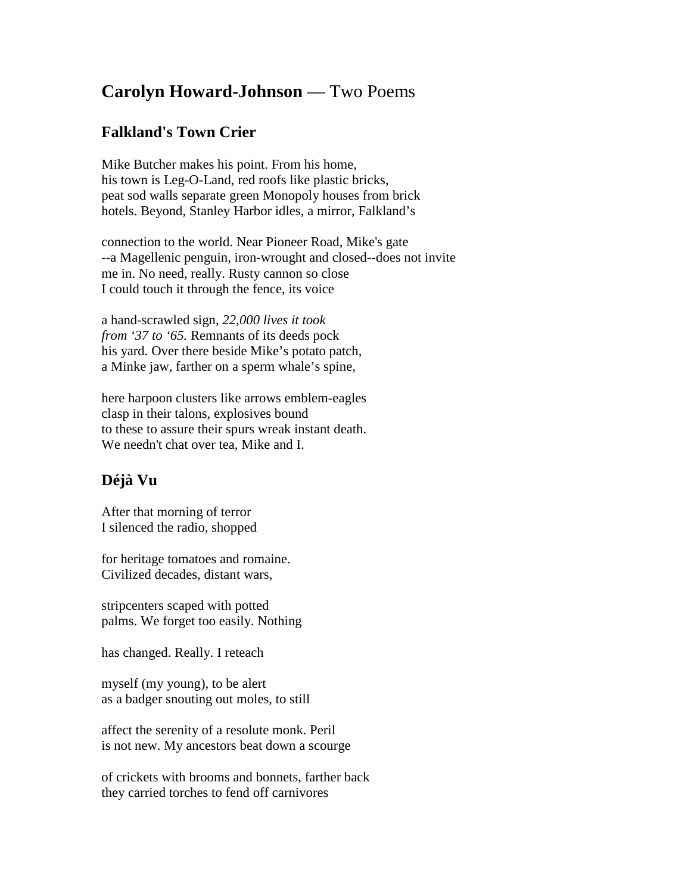# **Carolyn Howard-Johnson** — Two Poems

## Falkland's Town Crier

Mike Butcher makes his point. From his home,
his town is Leg-O-Land, red roofs like plastic bricks,
peat sod walls separate green Monopoly houses from brick
hotels. Beyond, Stanley Harbor idles, a mirror, Falkland's

connection to the world. Near Pioneer Road, Mike's gate
--a Magellenic penguin, iron-wrought and closed--does not invite
me in. No need, really. Rusty cannon so close
I could touch it through the fence, its voice

a hand-scrawled sign, *22,000 lives it took*
*from '37 to '65.* Remnants of its deeds pock
his yard. Over there beside Mike's potato patch,
a Minke jaw, farther on a sperm whale's spine,

here harpoon clusters like arrows emblem-eagles
clasp in their talons, explosives bound
to these to assure their spurs wreak instant death.
We needn't chat over tea, Mike and I.

## Déjà Vu

After that morning of terror
I silenced the radio, shopped

for heritage tomatoes and romaine.
Civilized decades, distant wars,

stripcenters scaped with potted
palms. We forget too easily. Nothing

has changed. Really. I reteach

myself (my young), to be alert
as a badger snouting out moles, to still

affect the serenity of a resolute monk. Peril
is not new. My ancestors beat down a scourge

of crickets with brooms and bonnets, farther back
they carried torches to fend off carnivores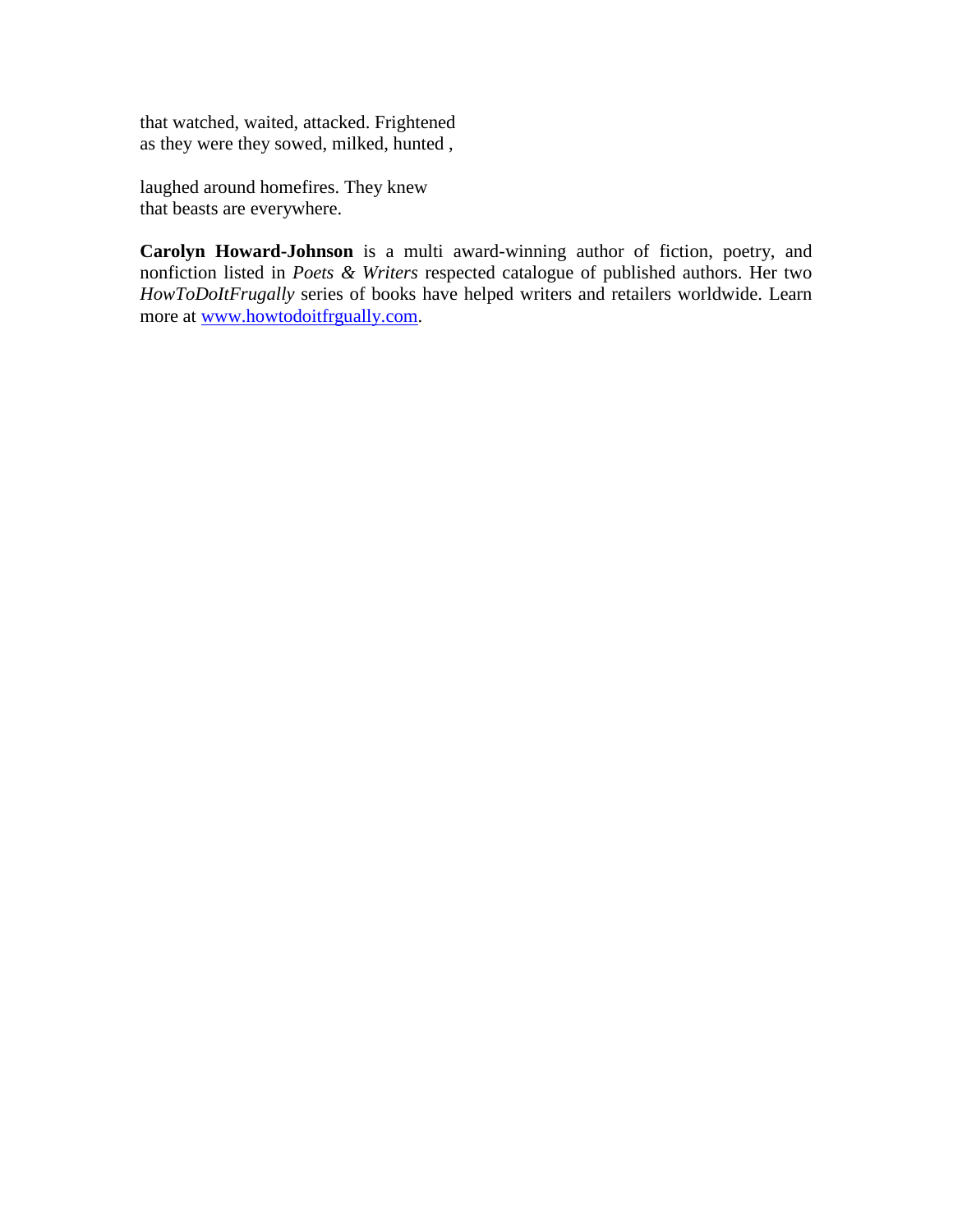that watched, waited, attacked. Frightened
as they were they sowed, milked, hunted ,

laughed around homefires. They knew
that beasts are everywhere.

**Carolyn Howard-Johnson** is a multi award-winning author of fiction, poetry, and nonfiction listed in *Poets & Writers* respected catalogue of published authors. Her two *HowToDoItFrugally* series of books have helped writers and retailers worldwide. Learn more at [www.howtodoitfrgually.com](www.howtodoitfrgually.com).